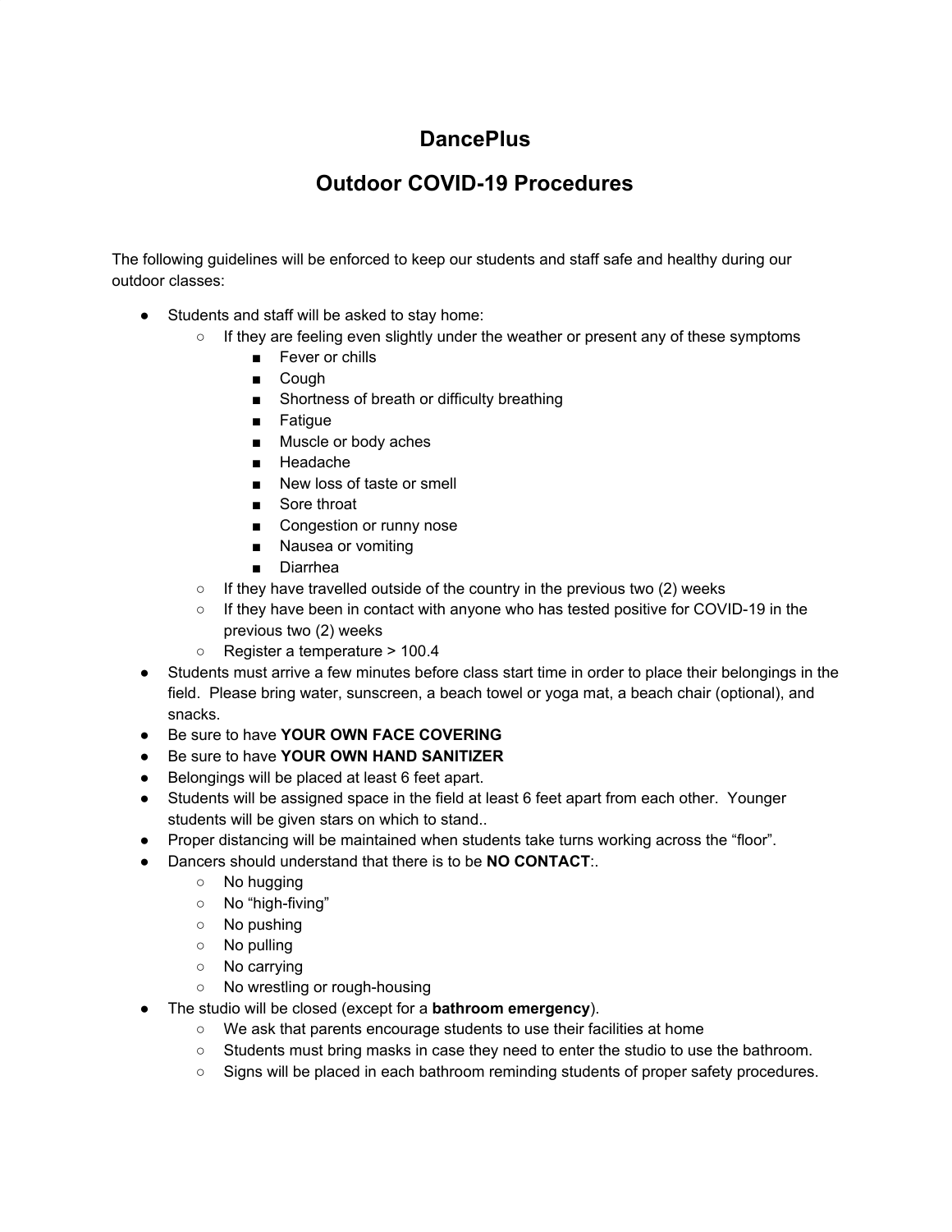# DancePlus

## Outdoor COVID-19 Procedures

The following guidelines will be enforced to keep our students and staff safe and healthy during our outdoor classes:

- Students and staff will be asked to stay home:
  - If they are feeling even slightly under the weather or present any of these symptoms
    - Fever or chills
    - Cough
    - Shortness of breath or difficulty breathing
    - Fatigue
    - Muscle or body aches
    - Headache
    - New loss of taste or smell
    - Sore throat
    - Congestion or runny nose
    - Nausea or vomiting
    - Diarrhea
  - If they have travelled outside of the country in the previous two (2) weeks
  - If they have been in contact with anyone who has tested positive for COVID-19 in the previous two (2) weeks
  - Register a temperature > 100.4
- Students must arrive a few minutes before class start time in order to place their belongings in the field. Please bring water, sunscreen, a beach towel or yoga mat, a beach chair (optional), and snacks.
- Be sure to have **YOUR OWN FACE COVERING**
- Be sure to have **YOUR OWN HAND SANITIZER**
- Belongings will be placed at least 6 feet apart.
- Students will be assigned space in the field at least 6 feet apart from each other. Younger students will be given stars on which to stand..
- Proper distancing will be maintained when students take turns working across the "floor".
- Dancers should understand that there is to be **NO CONTACT**:.
  - No hugging
  - No "high-fiving"
  - No pushing
  - No pulling
  - No carrying
  - No wrestling or rough-housing
- The studio will be closed (except for a **bathroom emergency**).
  - We ask that parents encourage students to use their facilities at home
  - Students must bring masks in case they need to enter the studio to use the bathroom.
  - Signs will be placed in each bathroom reminding students of proper safety procedures.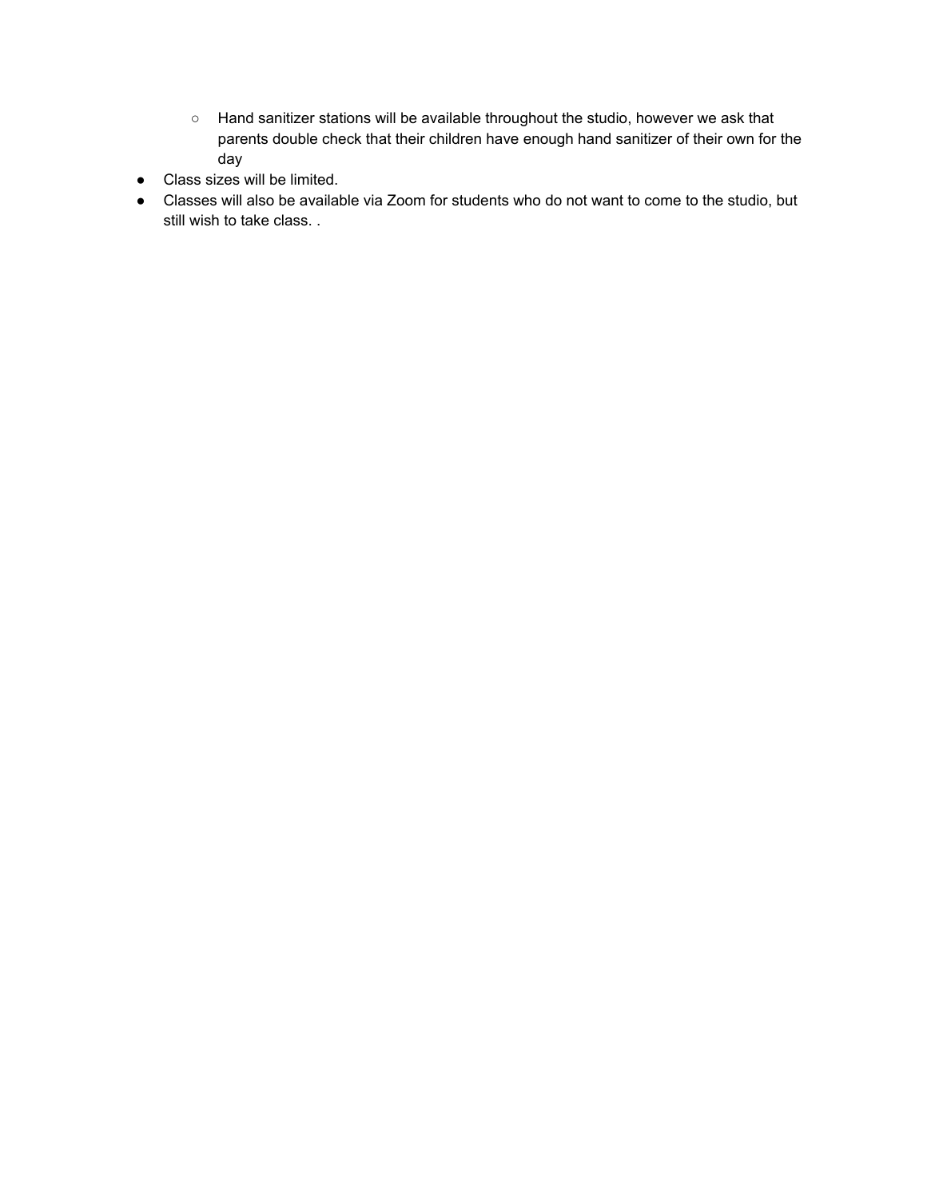- Hand sanitizer stations will be available throughout the studio, however we ask that parents double check that their children have enough hand sanitizer of their own for the day
- Class sizes will be limited.
- Classes will also be available via Zoom for students who do not want to come to the studio, but still wish to take class. .